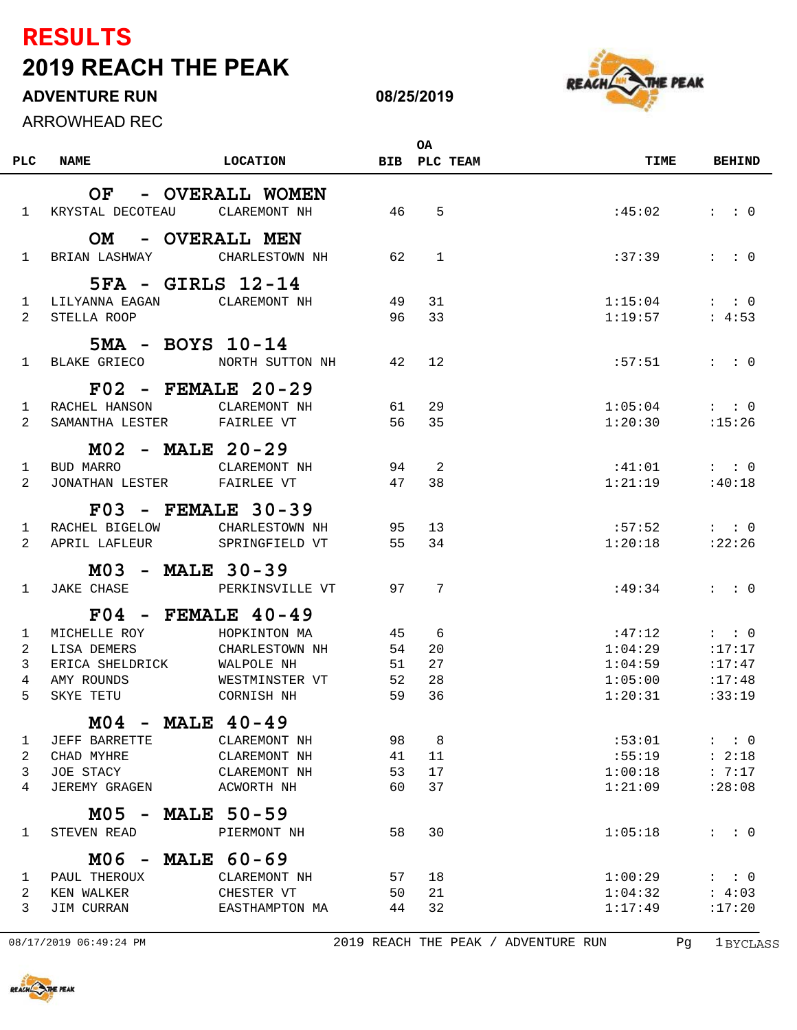# RESULTS

## 2019 REACH THE PEAK

**ADVENTURE RUN** **08/25/2019**

ARROWHEAD REC

| PLC | NAME | LOCATION | BIB | OA PLC | TEAM | TIME | BEHIND |
|---|---|---|---|---|---|---|---|
| | **OF - OVERALL WOMEN** | | | | | | |
| 1 | KRYSTAL DECOTEAU | CLAREMONT NH | 46 | 5 | | :45:02 | : : 0 |
| | **OM - OVERALL MEN** | | | | | | |
| 1 | BRIAN LASHWAY | CHARLESTOWN NH | 62 | 1 | | :37:39 | : : 0 |
| | **5FA - GIRLS 12-14** | | | | | | |
| 1 | LILYANNA EAGAN | CLAREMONT NH | 49 | 31 | | 1:15:04 | : : 0 |
| 2 | STELLA ROOP | | 96 | 33 | | 1:19:57 | : 4:53 |
| | **5MA - BOYS 10-14** | | | | | | |
| 1 | BLAKE GRIECO | NORTH SUTTON NH | 42 | 12 | | :57:51 | : : 0 |
| | **F02 - FEMALE 20-29** | | | | | | |
| 1 | RACHEL HANSON | CLAREMONT NH | 61 | 29 | | 1:05:04 | : : 0 |
| 2 | SAMANTHA LESTER | FAIRLEE VT | 56 | 35 | | 1:20:30 | :15:26 |
| | **M02 - MALE 20-29** | | | | | | |
| 1 | BUD MARRO | CLAREMONT NH | 94 | 2 | | :41:01 | : : 0 |
| 2 | JONATHAN LESTER | FAIRLEE VT | 47 | 38 | | 1:21:19 | :40:18 |
| | **F03 - FEMALE 30-39** | | | | | | |
| 1 | RACHEL BIGELOW | CHARLESTOWN NH | 95 | 13 | | :57:52 | : : 0 |
| 2 | APRIL LAFLEUR | SPRINGFIELD VT | 55 | 34 | | 1:20:18 | :22:26 |
| | **M03 - MALE 30-39** | | | | | | |
| 1 | JAKE CHASE | PERKINSVILLE VT | 97 | 7 | | :49:34 | : : 0 |
| | **F04 - FEMALE 40-49** | | | | | | |
| 1 | MICHELLE ROY | HOPKINTON MA | 45 | 6 | | :47:12 | : : 0 |
| 2 | LISA DEMERS | CHARLESTOWN NH | 54 | 20 | | 1:04:29 | :17:17 |
| 3 | ERICA SHELDRICK | WALPOLE NH | 51 | 27 | | 1:04:59 | :17:47 |
| 4 | AMY ROUNDS | WESTMINSTER VT | 52 | 28 | | 1:05:00 | :17:48 |
| 5 | SKYE TETU | CORNISH NH | 59 | 36 | | 1:20:31 | :33:19 |
| | **M04 - MALE 40-49** | | | | | | |
| 1 | JEFF BARRETTE | CLAREMONT NH | 98 | 8 | | :53:01 | : : 0 |
| 2 | CHAD MYHRE | CLAREMONT NH | 41 | 11 | | :55:19 | : 2:18 |
| 3 | JOE STACY | CLAREMONT NH | 53 | 17 | | 1:00:18 | : 7:17 |
| 4 | JEREMY GRAGEN | ACWORTH NH | 60 | 37 | | 1:21:09 | :28:08 |
| | **M05 - MALE 50-59** | | | | | | |
| 1 | STEVEN READ | PIERMONT NH | 58 | 30 | | 1:05:18 | : : 0 |
| | **M06 - MALE 60-69** | | | | | | |
| 1 | PAUL THEROUX | CLAREMONT NH | 57 | 18 | | 1:00:29 | : : 0 |
| 2 | KEN WALKER | CHESTER VT | 50 | 21 | | 1:04:32 | : 4:03 |
| 3 | JIM CURRAN | EASTHAMPTON MA | 44 | 32 | | 1:17:49 | :17:20 |

08/17/2019 06:49:24 PM 2019 REACH THE PEAK / ADVENTURE RUN BYCLASS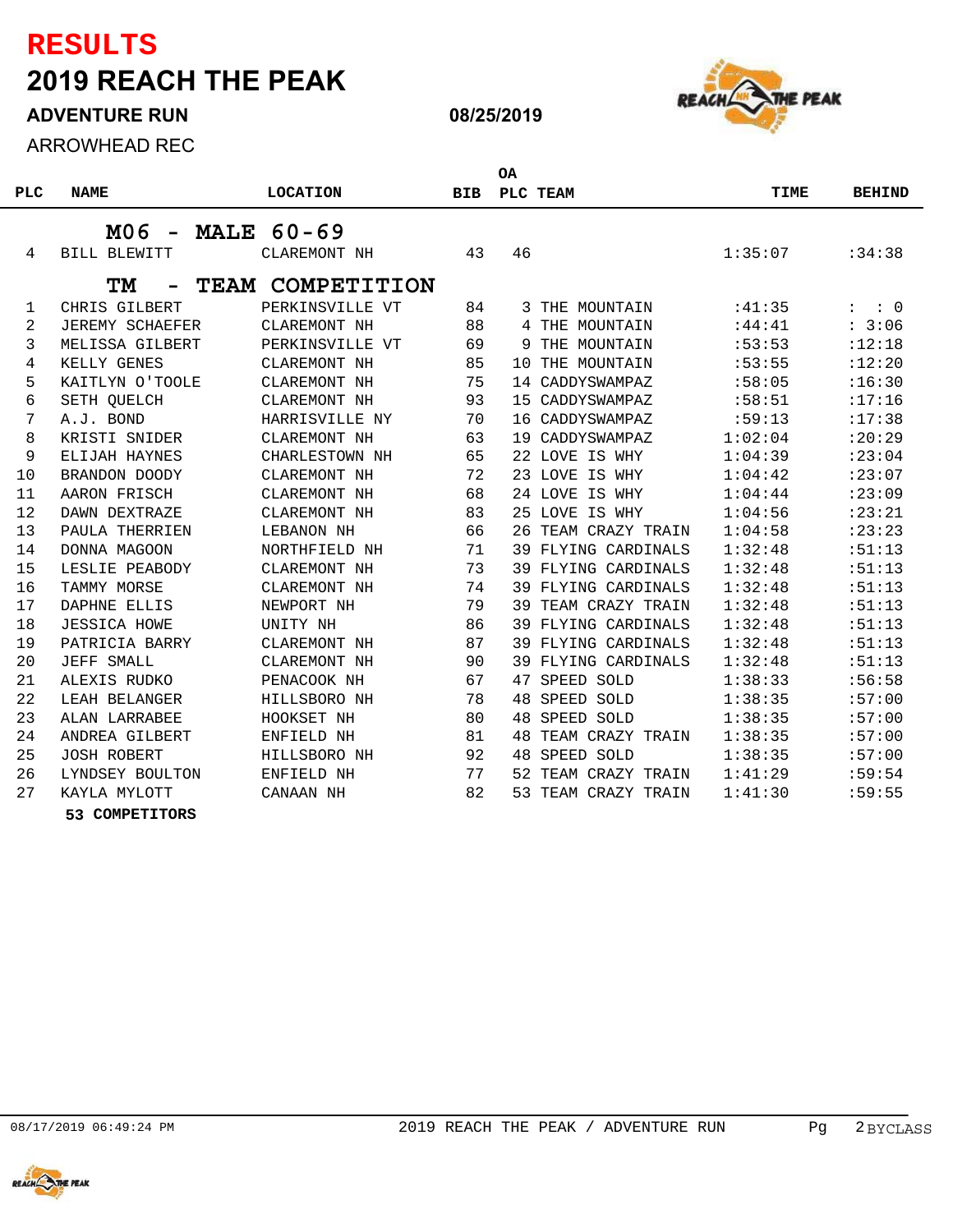# RESULTS

## 2019 REACH THE PEAK

### ADVENTURE RUN

08/25/2019

ARROWHEAD REC

| PLC | NAME | LOCATION | BIB | OA PLC | TEAM | TIME | BEHIND |
|---|---|---|---|---|---|---|---|
| | **M06 - MALE 60-69** | | | | | | |
| 4 | BILL BLEWITT | CLAREMONT NH | 43 | 46 | | 1:35:07 | :34:38 |
| | **TM - TEAM COMPETITION** | | | | | | |
| 1 | CHRIS GILBERT | PERKINSVILLE VT | 84 | 3 | THE MOUNTAIN | :41:35 | : : 0 |
| 2 | JEREMY SCHAEFER | CLAREMONT NH | 88 | 4 | THE MOUNTAIN | :44:41 | : 3:06 |
| 3 | MELISSA GILBERT | PERKINSVILLE VT | 69 | 9 | THE MOUNTAIN | :53:53 | :12:18 |
| 4 | KELLY GENES | CLAREMONT NH | 85 | 10 | THE MOUNTAIN | :53:55 | :12:20 |
| 5 | KAITLYN O'TOOLE | CLAREMONT NH | 75 | 14 | CADDYSWAMPAZ | :58:05 | :16:30 |
| 6 | SETH QUELCH | CLAREMONT NH | 93 | 15 | CADDYSWAMPAZ | :58:51 | :17:16 |
| 7 | A.J. BOND | HARRISVILLE NY | 70 | 16 | CADDYSWAMPAZ | :59:13 | :17:38 |
| 8 | KRISTI SNIDER | CLAREMONT NH | 63 | 19 | CADDYSWAMPAZ | 1:02:04 | :20:29 |
| 9 | ELIJAH HAYNES | CHARLESTOWN NH | 65 | 22 | LOVE IS WHY | 1:04:39 | :23:04 |
| 10 | BRANDON DOODY | CLAREMONT NH | 72 | 23 | LOVE IS WHY | 1:04:42 | :23:07 |
| 11 | AARON FRISCH | CLAREMONT NH | 68 | 24 | LOVE IS WHY | 1:04:44 | :23:09 |
| 12 | DAWN DEXTRAZE | CLAREMONT NH | 83 | 25 | LOVE IS WHY | 1:04:56 | :23:21 |
| 13 | PAULA THERRIEN | LEBANON NH | 66 | 26 | TEAM CRAZY TRAIN | 1:04:58 | :23:23 |
| 14 | DONNA MAGOON | NORTHFIELD NH | 71 | 39 | FLYING CARDINALS | 1:32:48 | :51:13 |
| 15 | LESLIE PEABODY | CLAREMONT NH | 73 | 39 | FLYING CARDINALS | 1:32:48 | :51:13 |
| 16 | TAMMY MORSE | CLAREMONT NH | 74 | 39 | FLYING CARDINALS | 1:32:48 | :51:13 |
| 17 | DAPHNE ELLIS | NEWPORT NH | 79 | 39 | TEAM CRAZY TRAIN | 1:32:48 | :51:13 |
| 18 | JESSICA HOWE | UNITY NH | 86 | 39 | FLYING CARDINALS | 1:32:48 | :51:13 |
| 19 | PATRICIA BARRY | CLAREMONT NH | 87 | 39 | FLYING CARDINALS | 1:32:48 | :51:13 |
| 20 | JEFF SMALL | CLAREMONT NH | 90 | 39 | FLYING CARDINALS | 1:32:48 | :51:13 |
| 21 | ALEXIS RUDKO | PENACOOK NH | 67 | 47 | SPEED SOLD | 1:38:33 | :56:58 |
| 22 | LEAH BELANGER | HILLSBORO NH | 78 | 48 | SPEED SOLD | 1:38:35 | :57:00 |
| 23 | ALAN LARRABEE | HOOKSET NH | 80 | 48 | SPEED SOLD | 1:38:35 | :57:00 |
| 24 | ANDREA GILBERT | ENFIELD NH | 81 | 48 | TEAM CRAZY TRAIN | 1:38:35 | :57:00 |
| 25 | JOSH ROBERT | HILLSBORO NH | 92 | 48 | SPEED SOLD | 1:38:35 | :57:00 |
| 26 | LYNDSEY BOULTON | ENFIELD NH | 77 | 52 | TEAM CRAZY TRAIN | 1:41:29 | :59:54 |
| 27 | KAYLA MYLOTT | CANAAN NH | 82 | 53 | TEAM CRAZY TRAIN | 1:41:30 | :59:55 |

**53 COMPETITORS**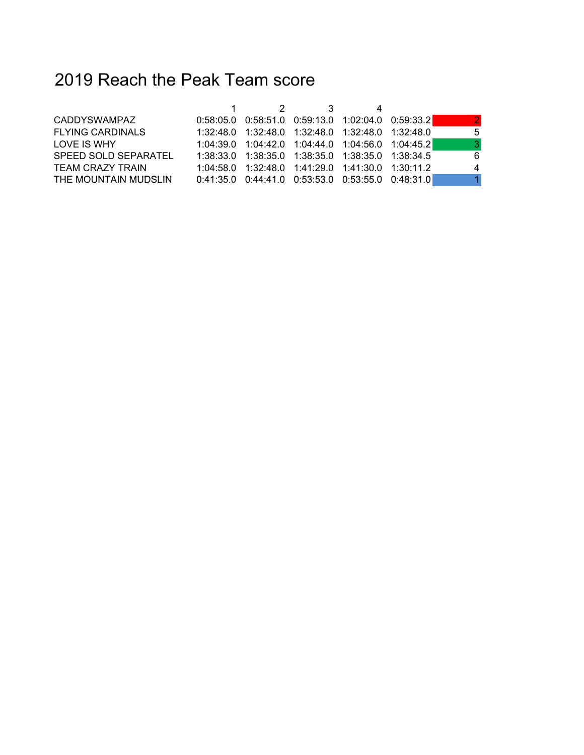# 2019 Reach the Peak Team score

| | 1 | 2 | 3 | 4 | | |
|---|---|---|---|---|---|---|
| CADDYSWAMPAZ | 0:58:05.0 | 0:58:51.0 | 0:59:13.0 | 1:02:04.0 | 0:59:33.2 | 2 |
| FLYING CARDINALS | 1:32:48.0 | 1:32:48.0 | 1:32:48.0 | 1:32:48.0 | 1:32:48.0 | 5 |
| LOVE IS WHY | 1:04:39.0 | 1:04:42.0 | 1:04:44.0 | 1:04:56.0 | 1:04:45.2 | 3 |
| SPEED SOLD SEPARATEL | 1:38:33.0 | 1:38:35.0 | 1:38:35.0 | 1:38:35.0 | 1:38:34.5 | 6 |
| TEAM CRAZY TRAIN | 1:04:58.0 | 1:32:48.0 | 1:41:29.0 | 1:41:30.0 | 1:30:11.2 | 4 |
| THE MOUNTAIN MUDSLIN | 0:41:35.0 | 0:44:41.0 | 0:53:53.0 | 0:53:55.0 | 0:48:31.0 | 1 |